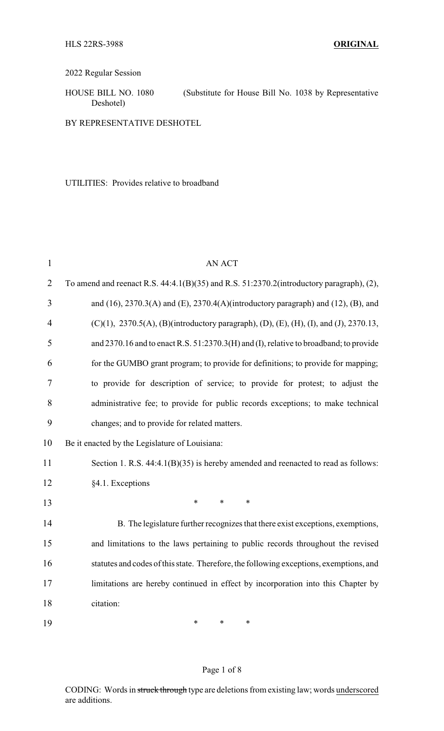HLS 22RS-3988 **ORIGINAL**

2022 Regular Session

HOUSE BILL NO. 1080 (Substitute for House Bill No. 1038 by Representative Deshotel)

BY REPRESENTATIVE DESHOTEL

UTILITIES: Provides relative to broadband

AN ACT

To amend and reenact R.S. 44:4.1(B)(35) and R.S. 51:2370.2(introductory paragraph), (2), and (16), 2370.3(A) and (E), 2370.4(A)(introductory paragraph) and (12), (B), and (C)(1), 2370.5(A), (B)(introductory paragraph), (D), (E), (H), (I), and (J), 2370.13, and 2370.16 and to enact R.S. 51:2370.3(H) and (I), relative to broadband; to provide for the GUMBO grant program; to provide for definitions; to provide for mapping; to provide for description of service; to provide for protest; to adjust the administrative fee; to provide for public records exceptions; to make technical changes; and to provide for related matters.

Be it enacted by the Legislature of Louisiana:

Section 1. R.S. 44:4.1(B)(35) is hereby amended and reenacted to read as follows:

§4.1. Exceptions

\* \* \*

B. The legislature further recognizes that there exist exceptions, exemptions, and limitations to the laws pertaining to public records throughout the revised statutes and codes of this state. Therefore, the following exceptions, exemptions, and limitations are hereby continued in effect by incorporation into this Chapter by citation:

\* \* \*

CODING: Words in ~~struck through~~ type are deletions from existing law; words underscored are additions.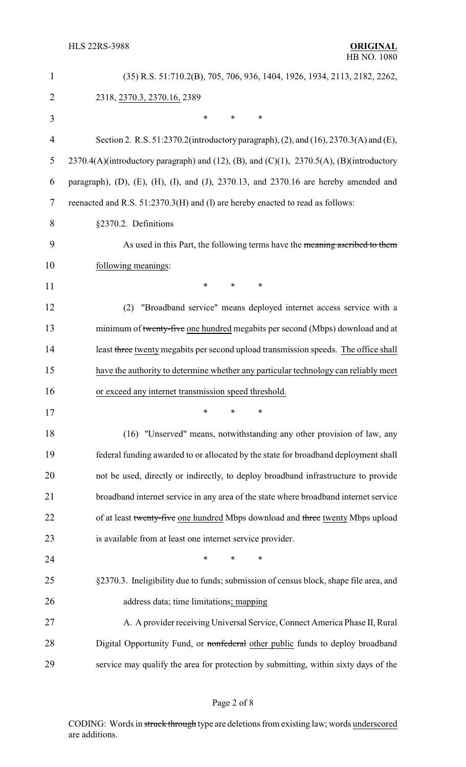(35) R.S. 51:710.2(B), 705, 706, 936, 1404, 1926, 1934, 2113, 2182, 2262, 2318, <u>2370.3, 2370.16,</u> 2389

\* \* \*

Section 2. R.S. 51:2370.2(introductory paragraph), (2), and (16), 2370.3(A) and (E), 2370.4(A)(introductory paragraph) and (12), (B), and (C)(1), 2370.5(A), (B)(introductory paragraph), (D), (E), (H), (I), and (J), 2370.13, and 2370.16 are hereby amended and reenacted and R.S. 51:2370.3(H) and (I) are hereby enacted to read as follows:

§2370.2. Definitions

As used in this Part, the following terms have the ~~meaning ascribed to them~~ <u>following meanings</u>:

\* \* \*

(2) "Broadband service" means deployed internet access service with a minimum of ~~twenty-five~~ <u>one hundred</u> megabits per second (Mbps) download and at least ~~three~~ <u>twenty</u> megabits per second upload transmission speeds. <u>The office shall have the authority to determine whether any particular technology can reliably meet or exceed any internet transmission speed threshold.</u>

\* \* \*

(16) "Unserved" means, notwithstanding any other provision of law, any federal funding awarded to or allocated by the state for broadband deployment shall not be used, directly or indirectly, to deploy broadband infrastructure to provide broadband internet service in any area of the state where broadband internet service of at least ~~twenty-five~~ <u>one hundred</u> Mbps download and ~~three~~ <u>twenty</u> Mbps upload is available from at least one internet service provider.

\* \* \*

§2370.3. Ineligibility due to funds; submission of census block, shape file area, and address data; time limitations<u>; mapping</u>

A. A provider receiving Universal Service, Connect America Phase II, Rural Digital Opportunity Fund, or ~~nonfederal~~ <u>other public</u> funds to deploy broadband service may qualify the area for protection by submitting, within sixty days of the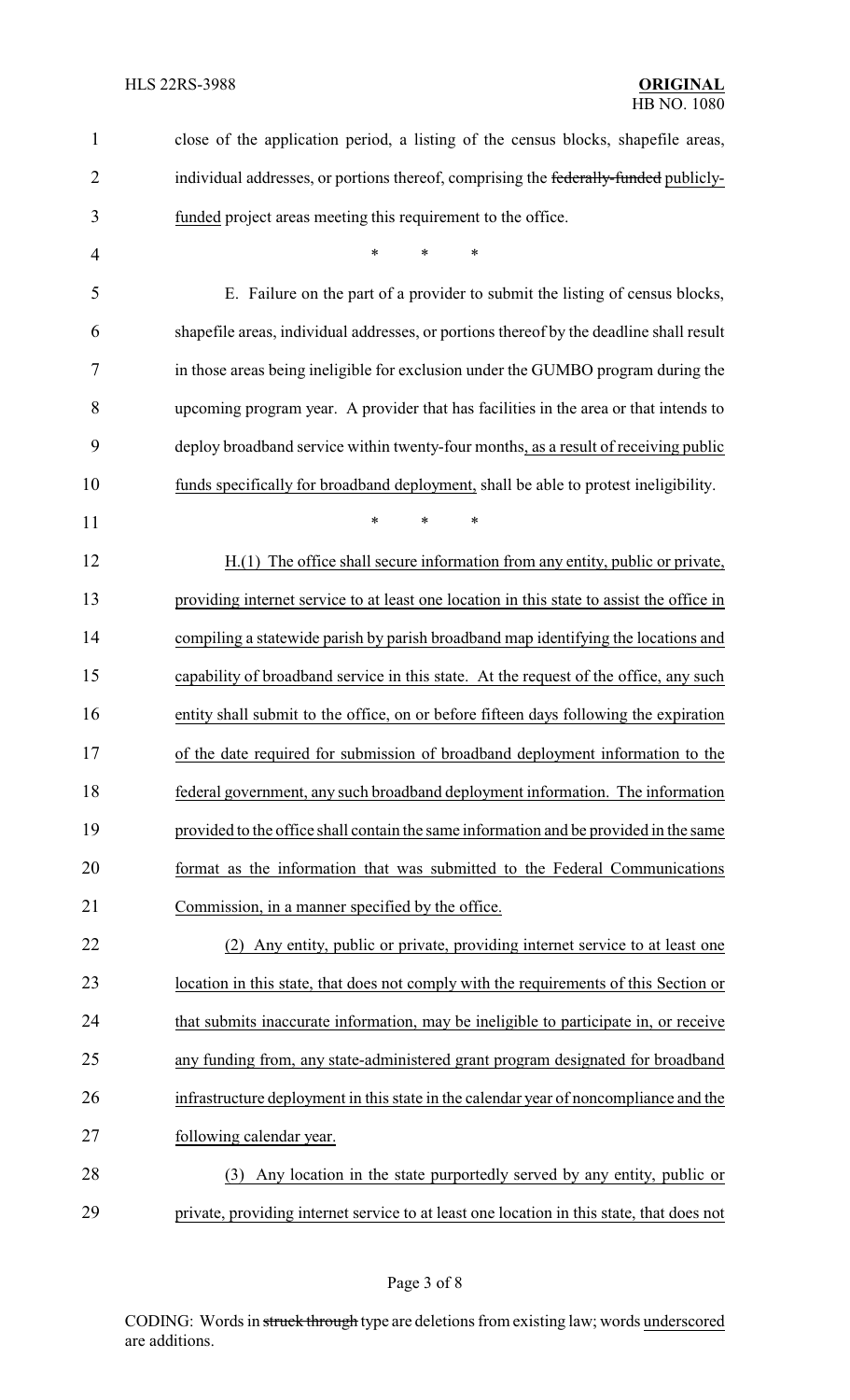close of the application period, a listing of the census blocks, shapefile areas, individual addresses, or portions thereof, comprising the ~~federally-funded~~ publicly-funded project areas meeting this requirement to the office.

\* \* \*

E. Failure on the part of a provider to submit the listing of census blocks, shapefile areas, individual addresses, or portions thereof by the deadline shall result in those areas being ineligible for exclusion under the GUMBO program during the upcoming program year. A provider that has facilities in the area or that intends to deploy broadband service within twenty-four months, as a result of receiving public funds specifically for broadband deployment, shall be able to protest ineligibility.

\* \* \*

H.(1) The office shall secure information from any entity, public or private, providing internet service to at least one location in this state to assist the office in compiling a statewide parish by parish broadband map identifying the locations and capability of broadband service in this state. At the request of the office, any such entity shall submit to the office, on or before fifteen days following the expiration of the date required for submission of broadband deployment information to the federal government, any such broadband deployment information. The information provided to the office shall contain the same information and be provided in the same format as the information that was submitted to the Federal Communications Commission, in a manner specified by the office.

(2) Any entity, public or private, providing internet service to at least one location in this state, that does not comply with the requirements of this Section or that submits inaccurate information, may be ineligible to participate in, or receive any funding from, any state-administered grant program designated for broadband infrastructure deployment in this state in the calendar year of noncompliance and the following calendar year.

(3) Any location in the state purportedly served by any entity, public or private, providing internet service to at least one location in this state, that does not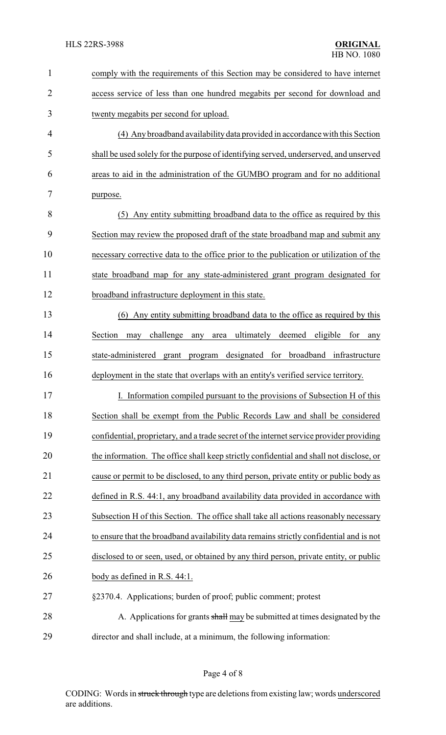comply with the requirements of this Section may be considered to have internet access service of less than one hundred megabits per second for download and twenty megabits per second for upload.

(4) Any broadband availability data provided in accordance with this Section shall be used solely for the purpose of identifying served, underserved, and unserved areas to aid in the administration of the GUMBO program and for no additional purpose.

(5) Any entity submitting broadband data to the office as required by this Section may review the proposed draft of the state broadband map and submit any necessary corrective data to the office prior to the publication or utilization of the state broadband map for any state-administered grant program designated for broadband infrastructure deployment in this state.

(6) Any entity submitting broadband data to the office as required by this Section may challenge any area ultimately deemed eligible for any state-administered grant program designated for broadband infrastructure deployment in the state that overlaps with an entity's verified service territory.

I. Information compiled pursuant to the provisions of Subsection H of this Section shall be exempt from the Public Records Law and shall be considered confidential, proprietary, and a trade secret of the internet service provider providing the information. The office shall keep strictly confidential and shall not disclose, or cause or permit to be disclosed, to any third person, private entity or public body as defined in R.S. 44:1, any broadband availability data provided in accordance with Subsection H of this Section. The office shall take all actions reasonably necessary to ensure that the broadband availability data remains strictly confidential and is not disclosed to or seen, used, or obtained by any third person, private entity, or public body as defined in R.S. 44:1.

§2370.4. Applications; burden of proof; public comment; protest

A. Applications for grants ~~shall~~ may be submitted at times designated by the director and shall include, at a minimum, the following information: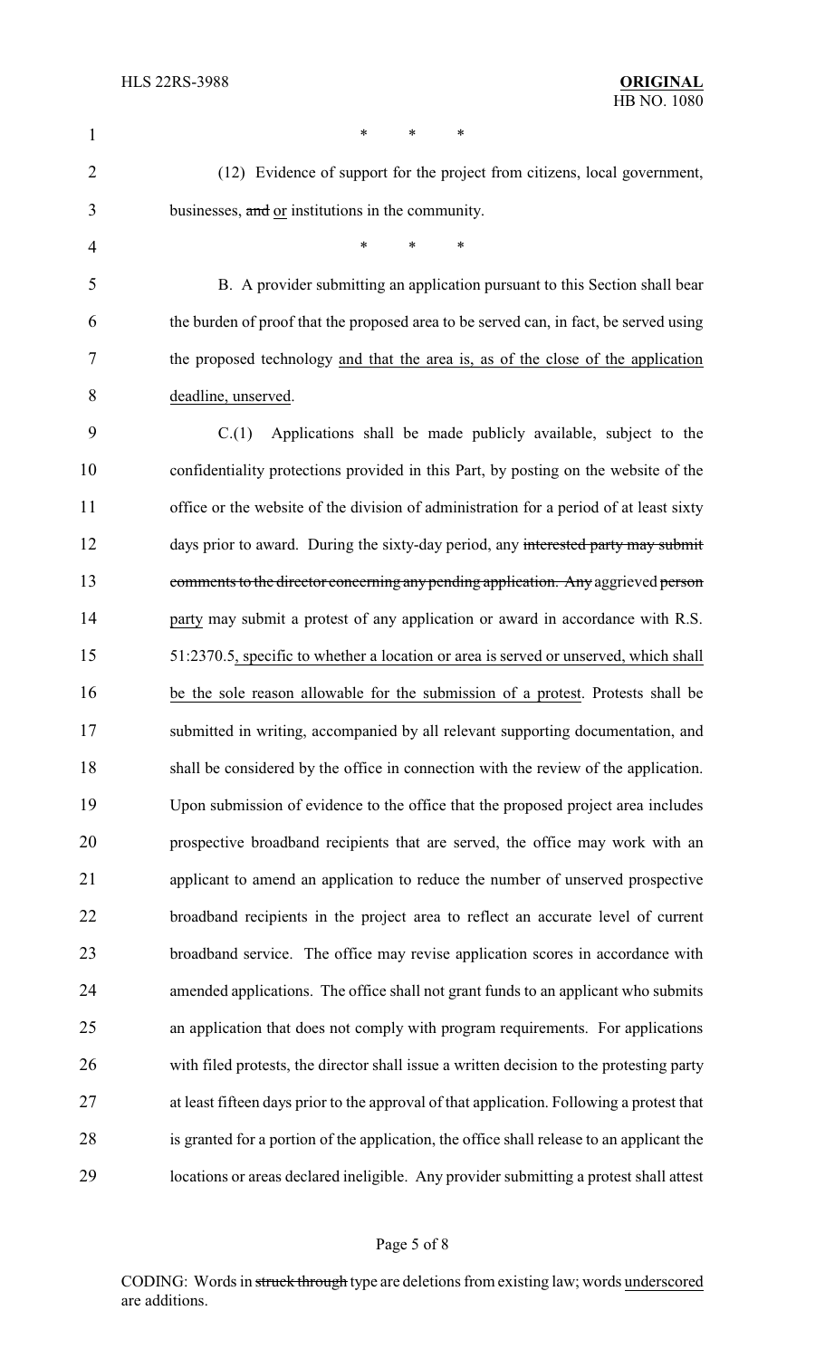\* \* \*

(12) Evidence of support for the project from citizens, local government, businesses, ~~and~~ <u>or</u> institutions in the community.

\* \* \*

B. A provider submitting an application pursuant to this Section shall bear the burden of proof that the proposed area to be served can, in fact, be served using the proposed technology <u>and that the area is, as of the close of the application deadline, unserved</u>.

C.(1) Applications shall be made publicly available, subject to the confidentiality protections provided in this Part, by posting on the website of the office or the website of the division of administration for a period of at least sixty days prior to award. During the sixty-day period, any ~~interested party may submit comments to the director concerning any pending application. Any~~ aggrieved ~~person~~ <u>party</u> may submit a protest of any application or award in accordance with R.S. 51:2370.5<u>, specific to whether a location or area is served or unserved, which shall be the sole reason allowable for the submission of a protest</u>. Protests shall be submitted in writing, accompanied by all relevant supporting documentation, and shall be considered by the office in connection with the review of the application. Upon submission of evidence to the office that the proposed project area includes prospective broadband recipients that are served, the office may work with an applicant to amend an application to reduce the number of unserved prospective broadband recipients in the project area to reflect an accurate level of current broadband service. The office may revise application scores in accordance with amended applications. The office shall not grant funds to an applicant who submits an application that does not comply with program requirements. For applications with filed protests, the director shall issue a written decision to the protesting party at least fifteen days prior to the approval of that application. Following a protest that is granted for a portion of the application, the office shall release to an applicant the locations or areas declared ineligible. Any provider submitting a protest shall attest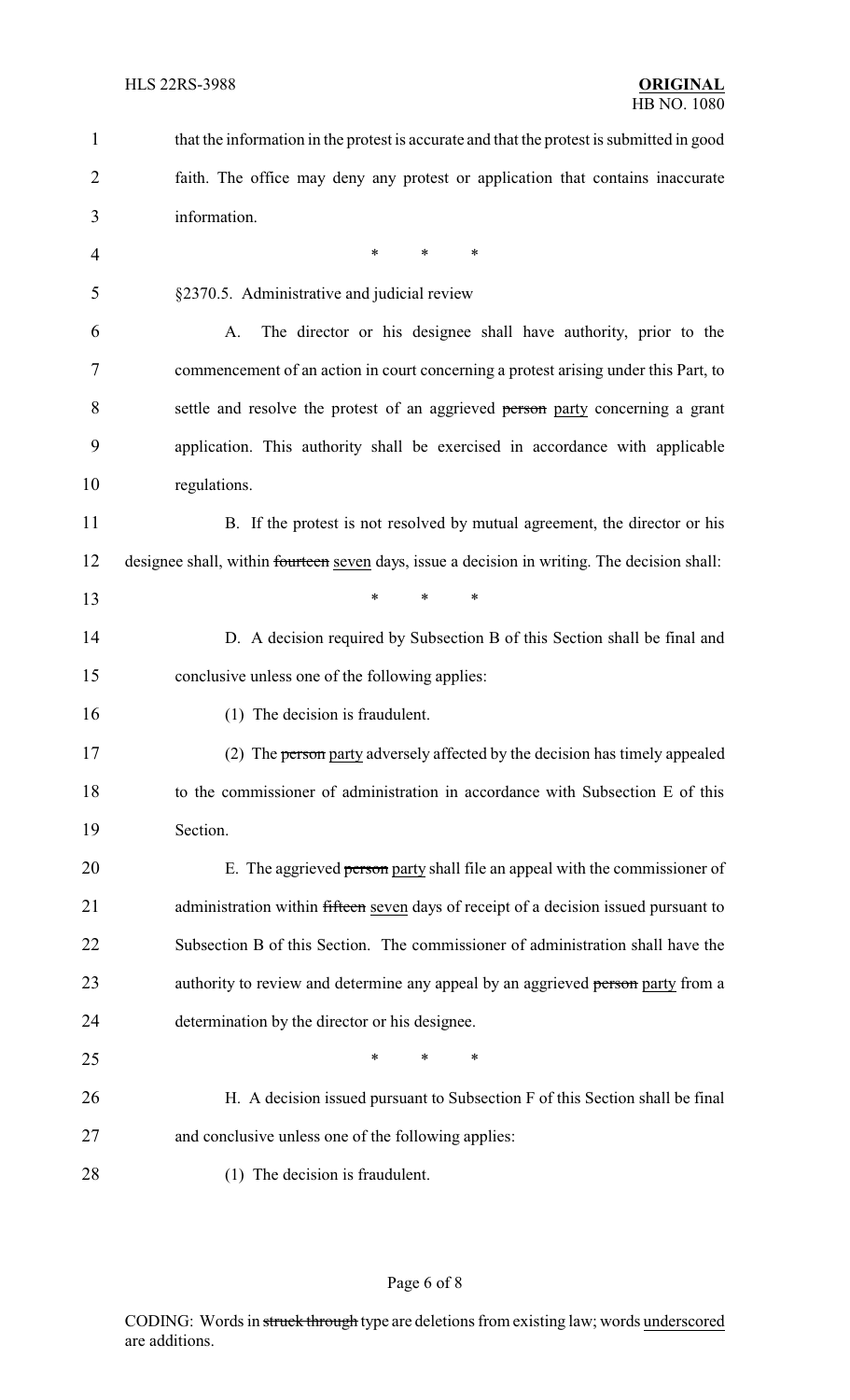that the information in the protest is accurate and that the protest is submitted in good faith. The office may deny any protest or application that contains inaccurate information.

\* \* \*

§2370.5. Administrative and judicial review

A. The director or his designee shall have authority, prior to the commencement of an action in court concerning a protest arising under this Part, to settle and resolve the protest of an aggrieved ~~person~~ party concerning a grant application. This authority shall be exercised in accordance with applicable regulations.

B. If the protest is not resolved by mutual agreement, the director or his designee shall, within ~~fourteen~~ seven days, issue a decision in writing. The decision shall:

\* \* \*

D. A decision required by Subsection B of this Section shall be final and conclusive unless one of the following applies:

(1) The decision is fraudulent.

(2) The ~~person~~ party adversely affected by the decision has timely appealed to the commissioner of administration in accordance with Subsection E of this Section.

E. The aggrieved ~~person~~ party shall file an appeal with the commissioner of administration within ~~fifteen~~ seven days of receipt of a decision issued pursuant to Subsection B of this Section. The commissioner of administration shall have the authority to review and determine any appeal by an aggrieved ~~person~~ party from a determination by the director or his designee.

\* \* \*

H. A decision issued pursuant to Subsection F of this Section shall be final and conclusive unless one of the following applies:

(1) The decision is fraudulent.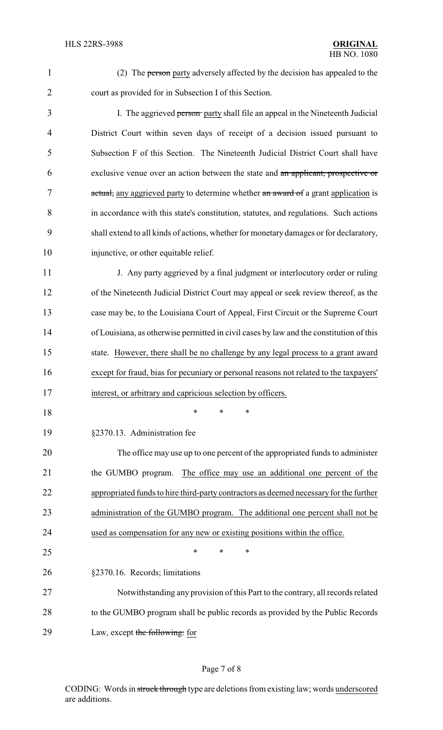(2) The ~~person~~ party adversely affected by the decision has appealed to the court as provided for in Subsection I of this Section.

I. The aggrieved ~~person~~ party shall file an appeal in the Nineteenth Judicial District Court within seven days of receipt of a decision issued pursuant to Subsection F of this Section. The Nineteenth Judicial District Court shall have exclusive venue over an action between the state and ~~an applicant, prospective or actual,~~ any aggrieved party to determine whether ~~an award of~~ a grant application is in accordance with this state's constitution, statutes, and regulations. Such actions shall extend to all kinds of actions, whether for monetary damages or for declaratory, injunctive, or other equitable relief.

J. Any party aggrieved by a final judgment or interlocutory order or ruling of the Nineteenth Judicial District Court may appeal or seek review thereof, as the case may be, to the Louisiana Court of Appeal, First Circuit or the Supreme Court of Louisiana, as otherwise permitted in civil cases by law and the constitution of this state. However, there shall be no challenge by any legal process to a grant award except for fraud, bias for pecuniary or personal reasons not related to the taxpayers' interest, or arbitrary and capricious selection by officers.

\* \* \*

§2370.13. Administration fee

The office may use up to one percent of the appropriated funds to administer the GUMBO program. The office may use an additional one percent of the appropriated funds to hire third-party contractors as deemed necessary for the further administration of the GUMBO program. The additional one percent shall not be used as compensation for any new or existing positions within the office.

\* \* \*

§2370.16. Records; limitations

Notwithstanding any provision of this Part to the contrary, all records related to the GUMBO program shall be public records as provided by the Public Records Law, except ~~the following:~~ for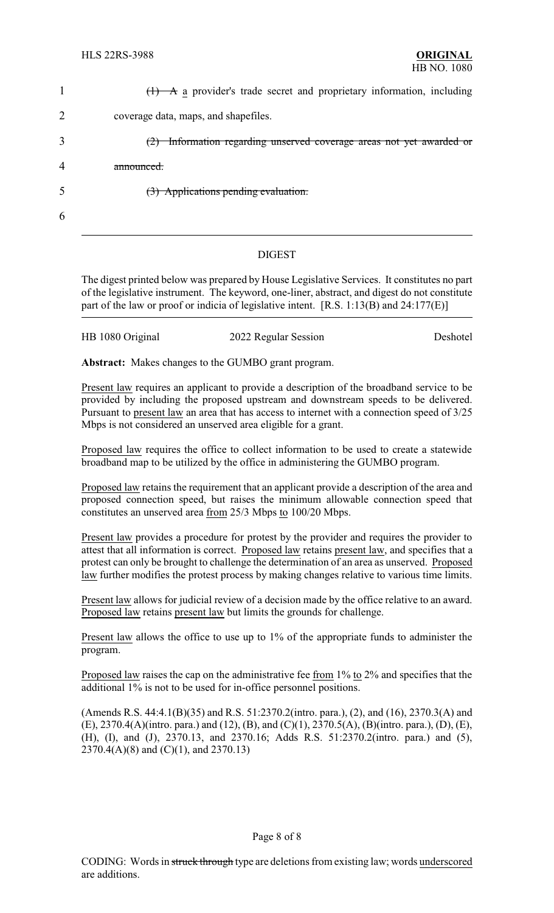1 ~~(1) A~~ a provider's trade secret and proprietary information, including

2 coverage data, maps, and shapefiles.

3 ~~(2) Information regarding unserved coverage areas not yet awarded or~~

4 ~~announced.~~

5 ~~(3) Applications pending evaluation.~~

6

## DIGEST

The digest printed below was prepared by House Legislative Services. It constitutes no part of the legislative instrument. The keyword, one-liner, abstract, and digest do not constitute part of the law or proof or indicia of legislative intent. [R.S. 1:13(B) and 24:177(E)]

HB 1080 Original — 2022 Regular Session — Deshotel

**Abstract:** Makes changes to the GUMBO grant program.

Present law requires an applicant to provide a description of the broadband service to be provided by including the proposed upstream and downstream speeds to be delivered. Pursuant to present law an area that has access to internet with a connection speed of 3/25 Mbps is not considered an unserved area eligible for a grant.

Proposed law requires the office to collect information to be used to create a statewide broadband map to be utilized by the office in administering the GUMBO program.

Proposed law retains the requirement that an applicant provide a description of the area and proposed connection speed, but raises the minimum allowable connection speed that constitutes an unserved area from 25/3 Mbps to 100/20 Mbps.

Present law provides a procedure for protest by the provider and requires the provider to attest that all information is correct. Proposed law retains present law, and specifies that a protest can only be brought to challenge the determination of an area as unserved. Proposed law further modifies the protest process by making changes relative to various time limits.

Present law allows for judicial review of a decision made by the office relative to an award. Proposed law retains present law but limits the grounds for challenge.

Present law allows the office to use up to 1% of the appropriate funds to administer the program.

Proposed law raises the cap on the administrative fee from 1% to 2% and specifies that the additional 1% is not to be used for in-office personnel positions.

(Amends R.S. 44:4.1(B)(35) and R.S. 51:2370.2(intro. para.), (2), and (16), 2370.3(A) and (E), 2370.4(A)(intro. para.) and (12), (B), and (C)(1), 2370.5(A), (B)(intro. para.), (D), (E), (H), (I), and (J), 2370.13, and 2370.16; Adds R.S. 51:2370.2(intro. para.) and (5), 2370.4(A)(8) and (C)(1), and 2370.13)

CODING: Words in ~~struck through~~ type are deletions from existing law; words underscored are additions.